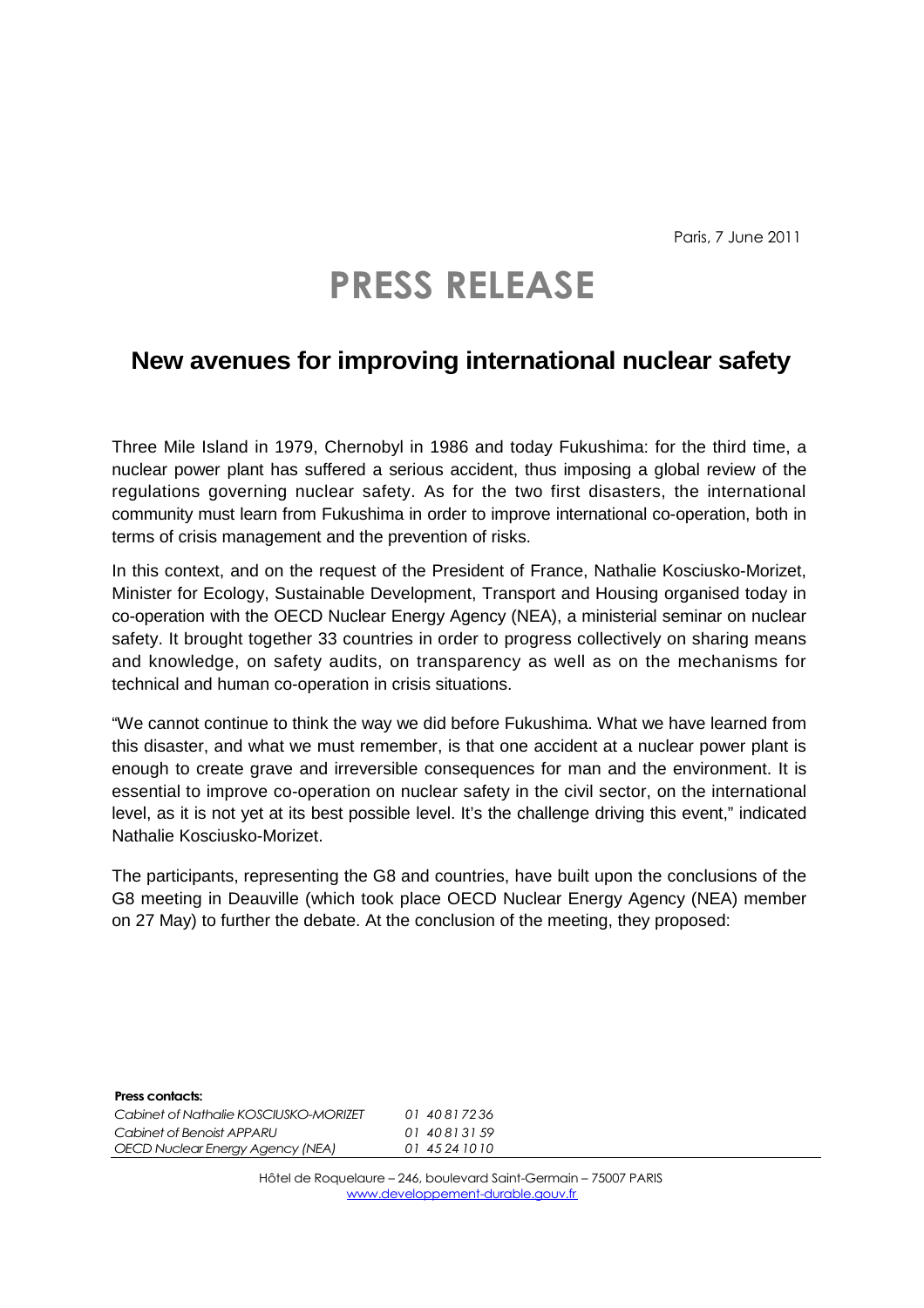Paris, 7 June 2011

# PRESS RELEASE

## New avenues for improving international nuclear safety

Three Mile Island in 1979, Chernobyl in 1986 and today Fukushima: for the third time, a nuclear power plant has suffered a serious accident, thus imposing a global review of the regulations governing nuclear safety. As for the two first disasters, the international community must learn from Fukushima in order to improve international co-operation, both in terms of crisis management and the prevention of risks.

In this context, and on the request of the President of France, Nathalie Kosciusko-Morizet, Minister for Ecology, Sustainable Development, Transport and Housing organised today in co-operation with the OECD Nuclear Energy Agency (NEA), a ministerial seminar on nuclear safety. It brought together 33 countries in order to progress collectively on sharing means and knowledge, on safety audits, on transparency as well as on the mechanisms for technical and human co-operation in crisis situations.

"We cannot continue to think the way we did before Fukushima. What we have learned from this disaster, and what we must remember, is that one accident at a nuclear power plant is enough to create grave and irreversible consequences for man and the environment. It is essential to improve co-operation on nuclear safety in the civil sector, on the international level, as it is not yet at its best possible level. It's the challenge driving this event," indicated Nathalie Kosciusko-Morizet.

The participants, representing the G8 and countries, have built upon the conclusions of the G8 meeting in Deauville (which took place OECD Nuclear Energy Agency (NEA) member on 27 May) to further the debate. At the conclusion of the meeting, they proposed:

**Press contacts:**

| | |
|---|---|
| *Cabinet of Nathalie KOSCIUSKO-MORIZET* | *01 40 81 72 36* |
| *Cabinet of Benoist APPARU* | *01 40 81 31 59* |
| *OECD Nuclear Energy Agency (NEA)* | *01 45 24 10 10* |

Hôtel de Roquelaure – 246, boulevard Saint-Germain – 75007 PARIS
www.developpement-durable.gouv.fr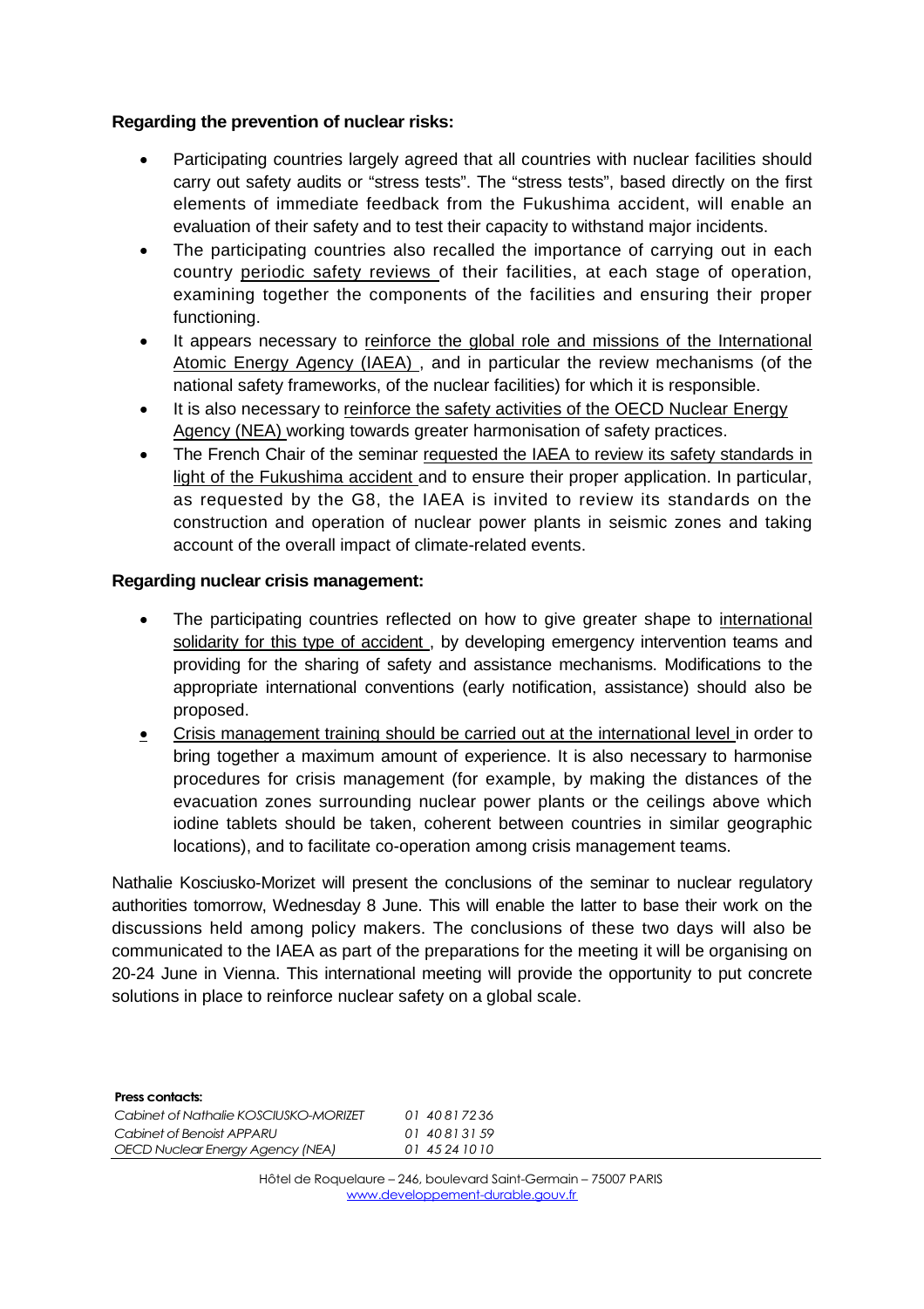**Regarding the prevention of nuclear risks:**

- Participating countries largely agreed that all countries with nuclear facilities should carry out safety audits or "stress tests". The "stress tests", based directly on the first elements of immediate feedback from the Fukushima accident, will enable an evaluation of their safety and to test their capacity to withstand major incidents.
- The participating countries also recalled the importance of carrying out in each country periodic safety reviews of their facilities, at each stage of operation, examining together the components of the facilities and ensuring their proper functioning.
- It appears necessary to reinforce the global role and missions of the International Atomic Energy Agency (IAEA), and in particular the review mechanisms (of the national safety frameworks, of the nuclear facilities) for which it is responsible.
- It is also necessary to reinforce the safety activities of the OECD Nuclear Energy Agency (NEA) working towards greater harmonisation of safety practices.
- The French Chair of the seminar requested the IAEA to review its safety standards in light of the Fukushima accident and to ensure their proper application. In particular, as requested by the G8, the IAEA is invited to review its standards on the construction and operation of nuclear power plants in seismic zones and taking account of the overall impact of climate-related events.

**Regarding nuclear crisis management:**

- The participating countries reflected on how to give greater shape to international solidarity for this type of accident, by developing emergency intervention teams and providing for the sharing of safety and assistance mechanisms. Modifications to the appropriate international conventions (early notification, assistance) should also be proposed.
- Crisis management training should be carried out at the international level in order to bring together a maximum amount of experience. It is also necessary to harmonise procedures for crisis management (for example, by making the distances of the evacuation zones surrounding nuclear power plants or the ceilings above which iodine tablets should be taken, coherent between countries in similar geographic locations), and to facilitate co-operation among crisis management teams.

Nathalie Kosciusko-Morizet will present the conclusions of the seminar to nuclear regulatory authorities tomorrow, Wednesday 8 June. This will enable the latter to base their work on the discussions held among policy makers. The conclusions of these two days will also be communicated to the IAEA as part of the preparations for the meeting it will be organising on 20-24 June in Vienna. This international meeting will provide the opportunity to put concrete solutions in place to reinforce nuclear safety on a global scale.

**Press contacts:**

| | |
|---|---|
| *Cabinet of Nathalie KOSCIUSKO-MORIZET* | *01 40 81 72 36* |
| *Cabinet of Benoist APPARU* | *01 40 81 31 59* |
| *OECD Nuclear Energy Agency (NEA)* | *01 45 24 10 10* |

Hôtel de Roquelaure – 246, boulevard Saint-Germain – 75007 PARIS
www.developpement-durable.gouv.fr